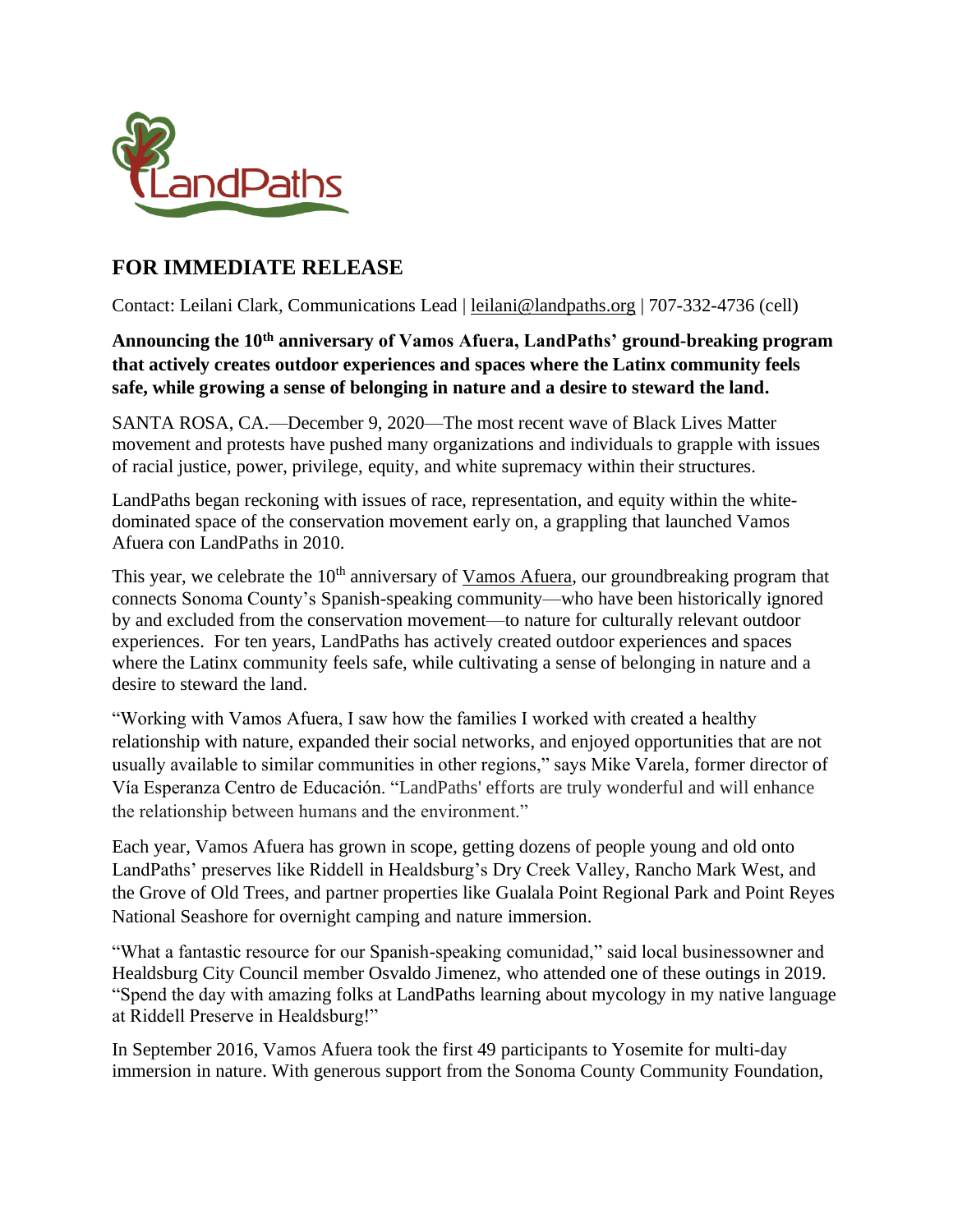LandPaths

## FOR IMMEDIATE RELEASE

Contact: Leilani Clark, Communications Lead | leilani@landpaths.org | 707-332-4736 (cell)

**Announcing the 10th anniversary of Vamos Afuera, LandPaths' ground-breaking program that actively creates outdoor experiences and spaces where the Latinx community feels safe, while growing a sense of belonging in nature and a desire to steward the land.**

SANTA ROSA, CA.—December 9, 2020—The most recent wave of Black Lives Matter movement and protests have pushed many organizations and individuals to grapple with issues of racial justice, power, privilege, equity, and white supremacy within their structures.

LandPaths began reckoning with issues of race, representation, and equity within the white-dominated space of the conservation movement early on, a grappling that launched Vamos Afuera con LandPaths in 2010.

This year, we celebrate the 10th anniversary of Vamos Afuera, our groundbreaking program that connects Sonoma County's Spanish-speaking community—who have been historically ignored by and excluded from the conservation movement—to nature for culturally relevant outdoor experiences. For ten years, LandPaths has actively created outdoor experiences and spaces where the Latinx community feels safe, while cultivating a sense of belonging in nature and a desire to steward the land.

"Working with Vamos Afuera, I saw how the families I worked with created a healthy relationship with nature, expanded their social networks, and enjoyed opportunities that are not usually available to similar communities in other regions," says Mike Varela, former director of Vía Esperanza Centro de Educación. "LandPaths' efforts are truly wonderful and will enhance the relationship between humans and the environment."

Each year, Vamos Afuera has grown in scope, getting dozens of people young and old onto LandPaths' preserves like Riddell in Healdsburg's Dry Creek Valley, Rancho Mark West, and the Grove of Old Trees, and partner properties like Gualala Point Regional Park and Point Reyes National Seashore for overnight camping and nature immersion.

"What a fantastic resource for our Spanish-speaking comunidad," said local businessowner and Healdsburg City Council member Osvaldo Jimenez, who attended one of these outings in 2019. "Spend the day with amazing folks at LandPaths learning about mycology in my native language at Riddell Preserve in Healdsburg!"

In September 2016, Vamos Afuera took the first 49 participants to Yosemite for multi-day immersion in nature. With generous support from the Sonoma County Community Foundation,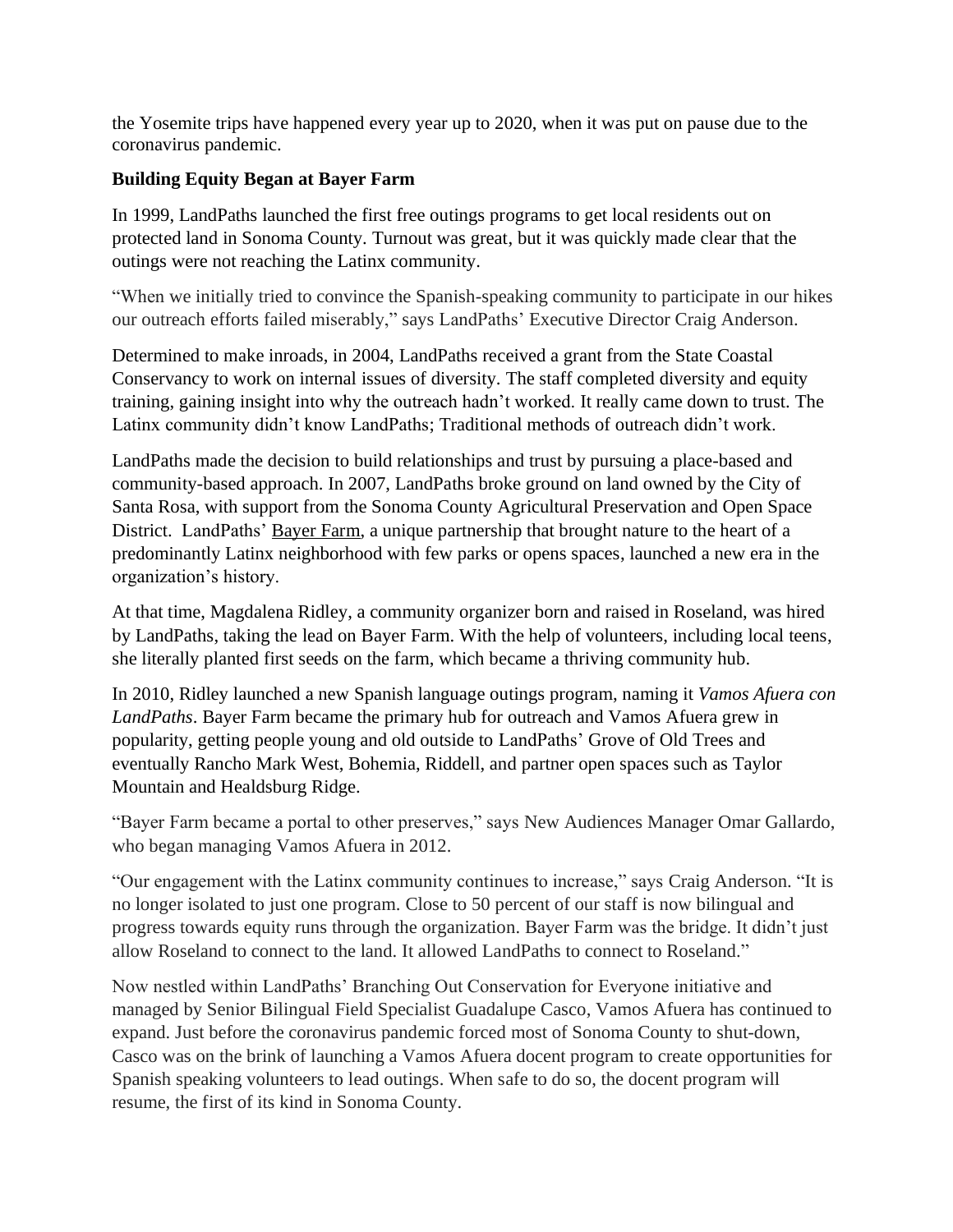the Yosemite trips have happened every year up to 2020, when it was put on pause due to the coronavirus pandemic.

**Building Equity Began at Bayer Farm**

In 1999, LandPaths launched the first free outings programs to get local residents out on protected land in Sonoma County. Turnout was great, but it was quickly made clear that the outings were not reaching the Latinx community.

"When we initially tried to convince the Spanish-speaking community to participate in our hikes our outreach efforts failed miserably," says LandPaths' Executive Director Craig Anderson.

Determined to make inroads, in 2004, LandPaths received a grant from the State Coastal Conservancy to work on internal issues of diversity. The staff completed diversity and equity training, gaining insight into why the outreach hadn't worked. It really came down to trust. The Latinx community didn't know LandPaths; Traditional methods of outreach didn't work.

LandPaths made the decision to build relationships and trust by pursuing a place-based and community-based approach. In 2007, LandPaths broke ground on land owned by the City of Santa Rosa, with support from the Sonoma County Agricultural Preservation and Open Space District. LandPaths' Bayer Farm, a unique partnership that brought nature to the heart of a predominantly Latinx neighborhood with few parks or opens spaces, launched a new era in the organization's history.

At that time, Magdalena Ridley, a community organizer born and raised in Roseland, was hired by LandPaths, taking the lead on Bayer Farm. With the help of volunteers, including local teens, she literally planted first seeds on the farm, which became a thriving community hub.

In 2010, Ridley launched a new Spanish language outings program, naming it *Vamos Afuera con LandPaths*. Bayer Farm became the primary hub for outreach and Vamos Afuera grew in popularity, getting people young and old outside to LandPaths' Grove of Old Trees and eventually Rancho Mark West, Bohemia, Riddell, and partner open spaces such as Taylor Mountain and Healdsburg Ridge.

"Bayer Farm became a portal to other preserves," says New Audiences Manager Omar Gallardo, who began managing Vamos Afuera in 2012.

"Our engagement with the Latinx community continues to increase," says Craig Anderson. "It is no longer isolated to just one program. Close to 50 percent of our staff is now bilingual and progress towards equity runs through the organization. Bayer Farm was the bridge. It didn't just allow Roseland to connect to the land. It allowed LandPaths to connect to Roseland."

Now nestled within LandPaths' Branching Out Conservation for Everyone initiative and managed by Senior Bilingual Field Specialist Guadalupe Casco, Vamos Afuera has continued to expand. Just before the coronavirus pandemic forced most of Sonoma County to shut-down, Casco was on the brink of launching a Vamos Afuera docent program to create opportunities for Spanish speaking volunteers to lead outings. When safe to do so, the docent program will resume, the first of its kind in Sonoma County.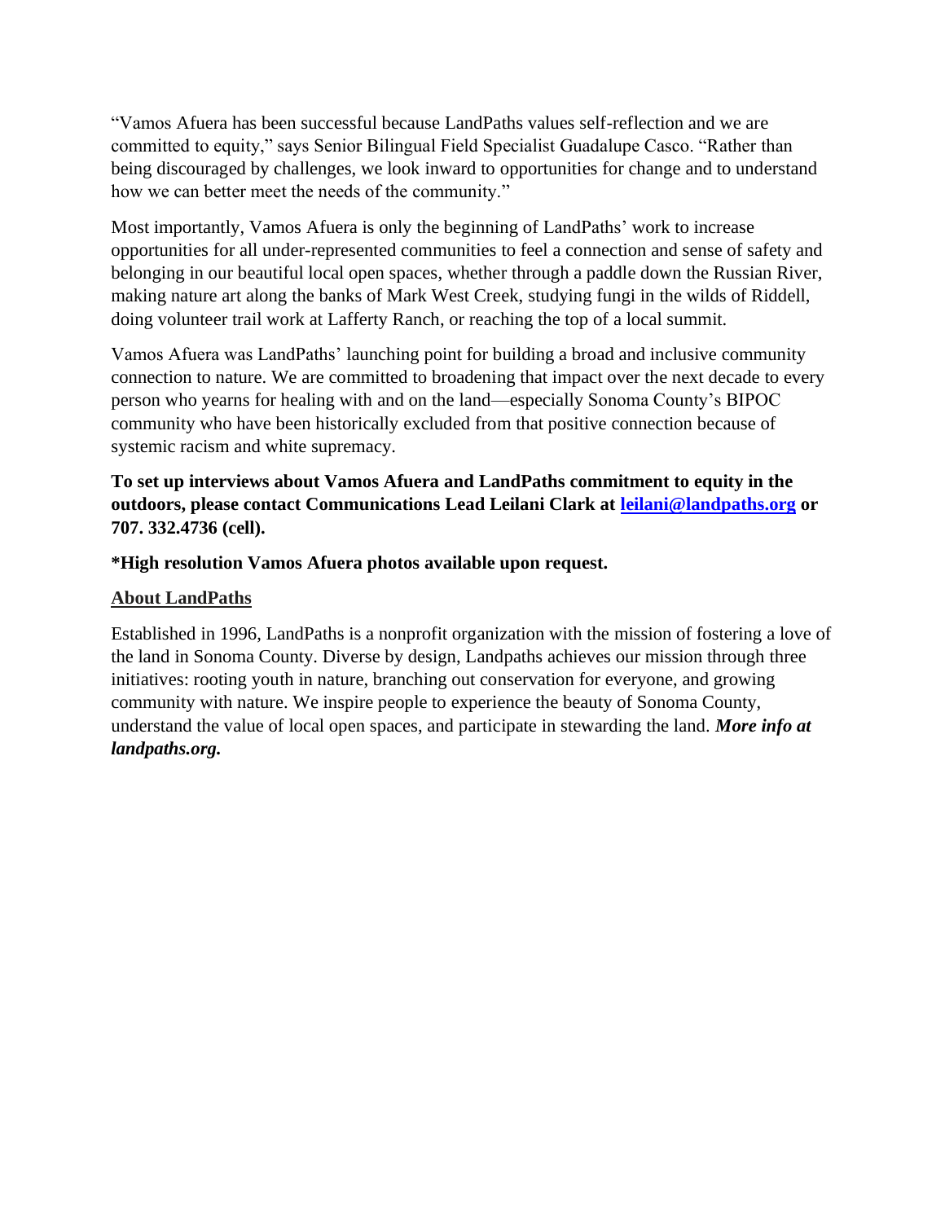"Vamos Afuera has been successful because LandPaths values self-reflection and we are committed to equity," says Senior Bilingual Field Specialist Guadalupe Casco. "Rather than being discouraged by challenges, we look inward to opportunities for change and to understand how we can better meet the needs of the community."

Most importantly, Vamos Afuera is only the beginning of LandPaths' work to increase opportunities for all under-represented communities to feel a connection and sense of safety and belonging in our beautiful local open spaces, whether through a paddle down the Russian River, making nature art along the banks of Mark West Creek, studying fungi in the wilds of Riddell, doing volunteer trail work at Lafferty Ranch, or reaching the top of a local summit.

Vamos Afuera was LandPaths' launching point for building a broad and inclusive community connection to nature. We are committed to broadening that impact over the next decade to every person who yearns for healing with and on the land—especially Sonoma County's BIPOC community who have been historically excluded from that positive connection because of systemic racism and white supremacy.

**To set up interviews about Vamos Afuera and LandPaths commitment to equity in the outdoors, please contact Communications Lead Leilani Clark at [leilani@landpaths.org](mailto:leilani@landpaths.org) or 707. 332.4736 (cell).**

**\*High resolution Vamos Afuera photos available upon request.**

**About LandPaths**

Established in 1996, LandPaths is a nonprofit organization with the mission of fostering a love of the land in Sonoma County. Diverse by design, Landpaths achieves our mission through three initiatives: rooting youth in nature, branching out conservation for everyone, and growing community with nature. We inspire people to experience the beauty of Sonoma County, understand the value of local open spaces, and participate in stewarding the land. ***More info at landpaths.org.***